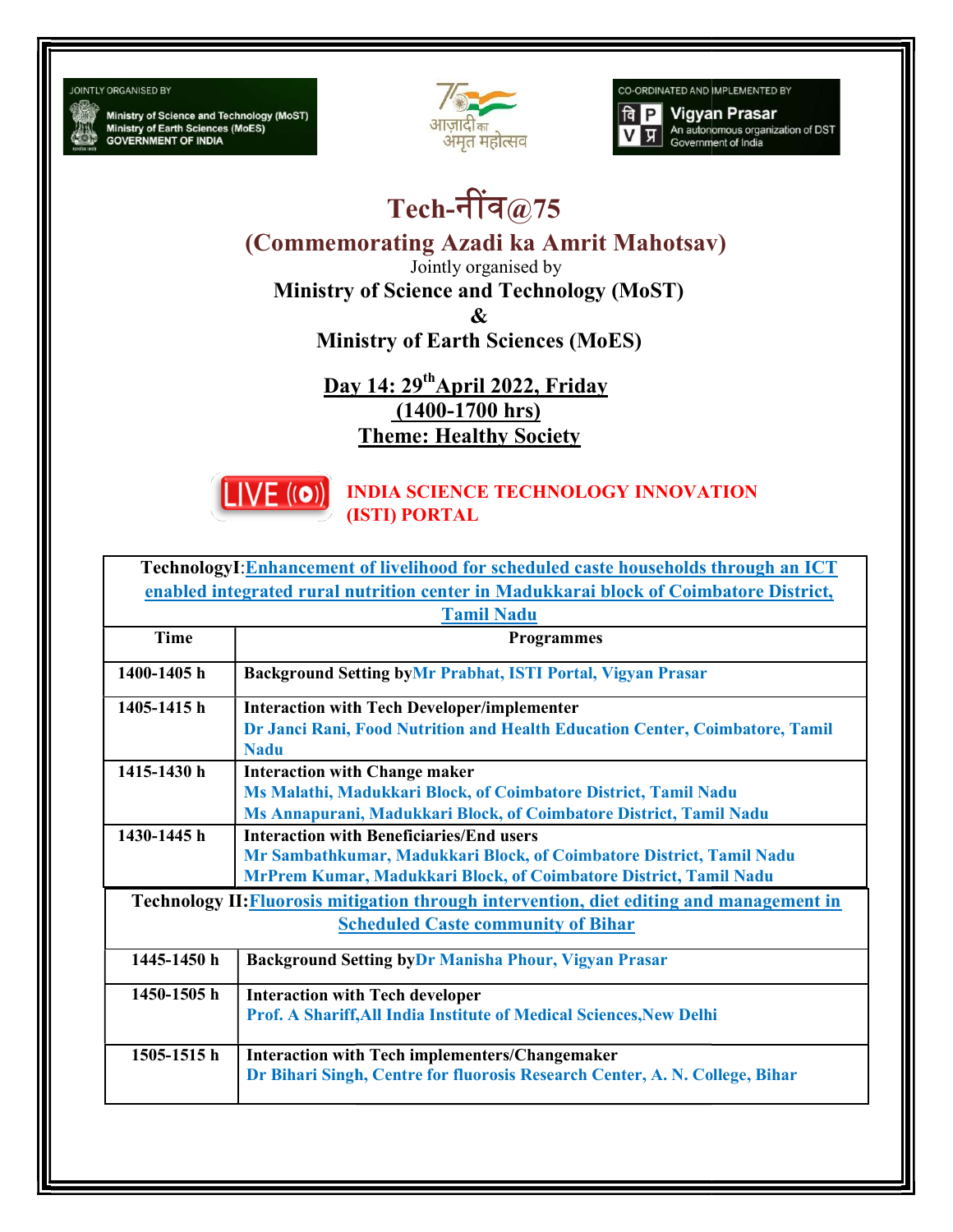JOINTLY ORGANISED BY
Ministry of Science and Technology (MoST)
Ministry of Earth Sciences (MoES)
GOVERNMENT OF INDIA

CO-ORDINATED AND IMPLEMENTED BY
Vigyan Prasar
An autonomous organization of DST
Government of India

# Tech-नींव@75

## (Commemorating Azadi ka Amrit Mahotsav)

Jointly organised by

**Ministry of Science and Technology (MoST)**

**&**

**Ministry of Earth Sciences (MoES)**

**Day 14: 29th April 2022, Friday**

**(1400-1700 hrs)**

**Theme: Healthy Society**

LIVE **INDIA SCIENCE TECHNOLOGY INNOVATION (ISTI) PORTAL**

| Time | Programmes |
|---|---|
| **TechnologyI:** Enhancement of livelihood for scheduled caste households through an ICT enabled integrated rural nutrition center in Madukkarai block of Coimbatore District, Tamil Nadu | |
| 1400-1405 h | **Background Setting by** Mr Prabhat, ISTI Portal, Vigyan Prasar |
| 1405-1415 h | **Interaction with Tech Developer/implementer**<br>Dr Janci Rani, Food Nutrition and Health Education Center, Coimbatore, Tamil Nadu |
| 1415-1430 h | **Interaction with Change maker**<br>Ms Malathi, Madukkari Block, of Coimbatore District, Tamil Nadu<br>Ms Annapurani, Madukkari Block, of Coimbatore District, Tamil Nadu |
| 1430-1445 h | **Interaction with Beneficiaries/End users**<br>Mr Sambathkumar, Madukkari Block, of Coimbatore District, Tamil Nadu<br>MrPrem Kumar, Madukkari Block, of Coimbatore District, Tamil Nadu |
| **Technology II:** Fluorosis mitigation through intervention, diet editing and management in Scheduled Caste community of Bihar | |
| 1445-1450 h | **Background Setting by** Dr Manisha Phour, Vigyan Prasar |
| 1450-1505 h | **Interaction with Tech developer**<br>Prof. A Shariff,All India Institute of Medical Sciences,New Delhi |
| 1505-1515 h | **Interaction with Tech implementers/Changemaker**<br>Dr Bihari Singh, Centre for fluorosis Research Center, A. N. College, Bihar |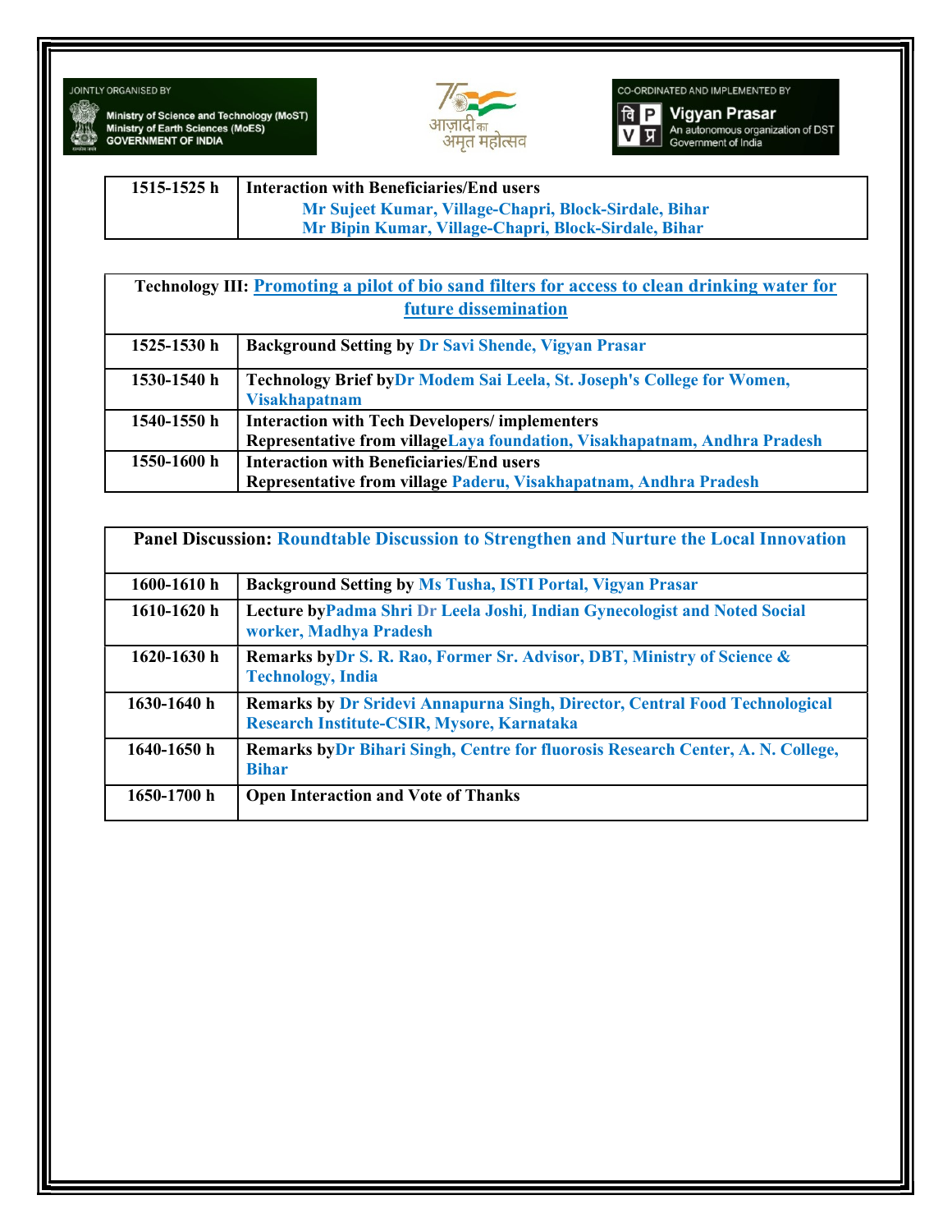JOINTLY ORGANISED BY

Ministry of Science and Technology (MoST)
Ministry of Earth Sciences (MoES)
GOVERNMENT OF INDIA

आज़ादी का अमृत महोत्सव

CO-ORDINATED AND IMPLEMENTED BY

Vigyan Prasar
An autonomous organization of DST
Government of India

| | |
|---|---|
| 1515-1525 h | **Interaction with Beneficiaries/End users**<br>**Mr Sujeet Kumar, Village-Chapri, Block-Sirdale, Bihar**<br>**Mr Bipin Kumar, Village-Chapri, Block-Sirdale, Bihar** |

**Technology III: Promoting a pilot of bio sand filters for access to clean drinking water for future dissemination**

| | |
|---|---|
| 1525-1530 h | **Background Setting by Dr Savi Shende, Vigyan Prasar** |
| 1530-1540 h | **Technology Brief byDr Modem Sai Leela, St. Joseph's College for Women, Visakhapatnam** |
| 1540-1550 h | **Interaction with Tech Developers/ implementers**<br>**Representative from villageLaya foundation, Visakhapatnam, Andhra Pradesh** |
| 1550-1600 h | **Interaction with Beneficiaries/End users**<br>**Representative from village Paderu, Visakhapatnam, Andhra Pradesh** |

**Panel Discussion: Roundtable Discussion to Strengthen and Nurture the Local Innovation**

| | |
|---|---|
| 1600-1610 h | **Background Setting by Ms Tusha, ISTI Portal, Vigyan Prasar** |
| 1610-1620 h | **Lecture byPadma Shri Dr Leela Joshi, Indian Gynecologist and Noted Social worker, Madhya Pradesh** |
| 1620-1630 h | **Remarks byDr S. R. Rao, Former Sr. Advisor, DBT, Ministry of Science & Technology, India** |
| 1630-1640 h | **Remarks by Dr Sridevi Annapurna Singh, Director, Central Food Technological Research Institute-CSIR, Mysore, Karnataka** |
| 1640-1650 h | **Remarks byDr Bihari Singh, Centre for fluorosis Research Center, A. N. College, Bihar** |
| 1650-1700 h | **Open Interaction and Vote of Thanks** |